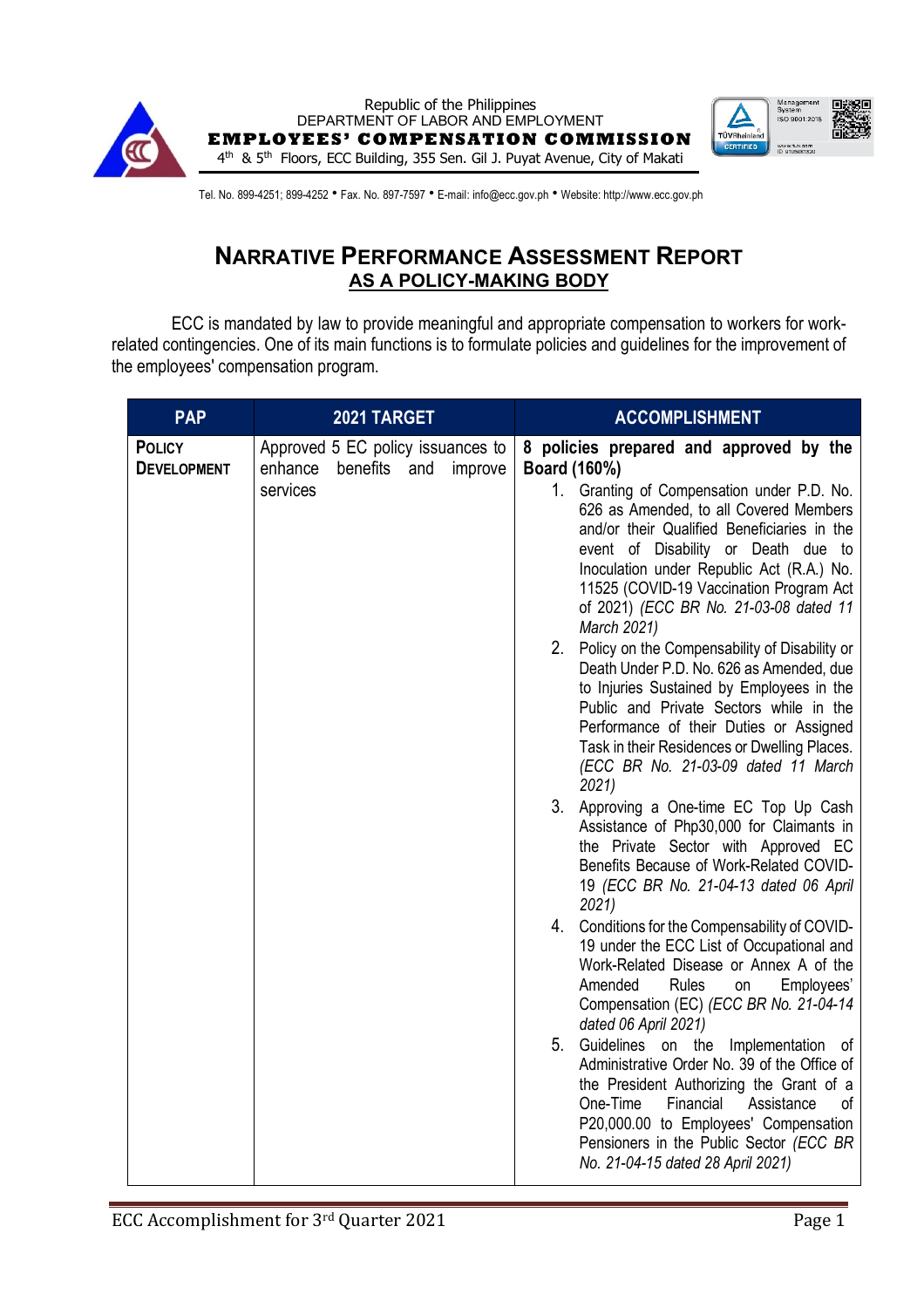Republic of the Philippines
DEPARTMENT OF LABOR AND EMPLOYMENT
**EMPLOYEES' COMPENSATION COMMISSION**
4th & 5th Floors, ECC Building, 355 Sen. Gil J. Puyat Avenue, City of Makati

Tel. No. 899-4251; 899-4252 • Fax. No. 897-7597 • E-mail: info@ecc.gov.ph • Website: http://www.ecc.gov.ph

# NARRATIVE PERFORMANCE ASSESSMENT REPORT
## AS A POLICY-MAKING BODY

ECC is mandated by law to provide meaningful and appropriate compensation to workers for work-related contingencies. One of its main functions is to formulate policies and guidelines for the improvement of the employees' compensation program.

| PAP | 2021 TARGET | ACCOMPLISHMENT |
|---|---|---|
| **POLICY DEVELOPMENT** | Approved 5 EC policy issuances to enhance benefits and improve services | **8 policies prepared and approved by the Board (160%)**<br>1. Granting of Compensation under P.D. No. 626 as Amended, to all Covered Members and/or their Qualified Beneficiaries in the event of Disability or Death due to Inoculation under Republic Act (R.A.) No. 11525 (COVID-19 Vaccination Program Act of 2021) *(ECC BR No. 21-03-08 dated 11 March 2021)*<br>2. Policy on the Compensability of Disability or Death Under P.D. No. 626 as Amended, due to Injuries Sustained by Employees in the Public and Private Sectors while in the Performance of their Duties or Assigned Task in their Residences or Dwelling Places. *(ECC BR No. 21-03-09 dated 11 March 2021)*<br>3. Approving a One-time EC Top Up Cash Assistance of Php30,000 for Claimants in the Private Sector with Approved EC Benefits Because of Work-Related COVID-19 *(ECC BR No. 21-04-13 dated 06 April 2021)*<br>4. Conditions for the Compensability of COVID-19 under the ECC List of Occupational and Work-Related Disease or Annex A of the Amended Rules on Employees' Compensation (EC) *(ECC BR No. 21-04-14 dated 06 April 2021)*<br>5. Guidelines on the Implementation of Administrative Order No. 39 of the Office of the President Authorizing the Grant of a One-Time Financial Assistance of P20,000.00 to Employees' Compensation Pensioners in the Public Sector *(ECC BR No. 21-04-15 dated 28 April 2021)* |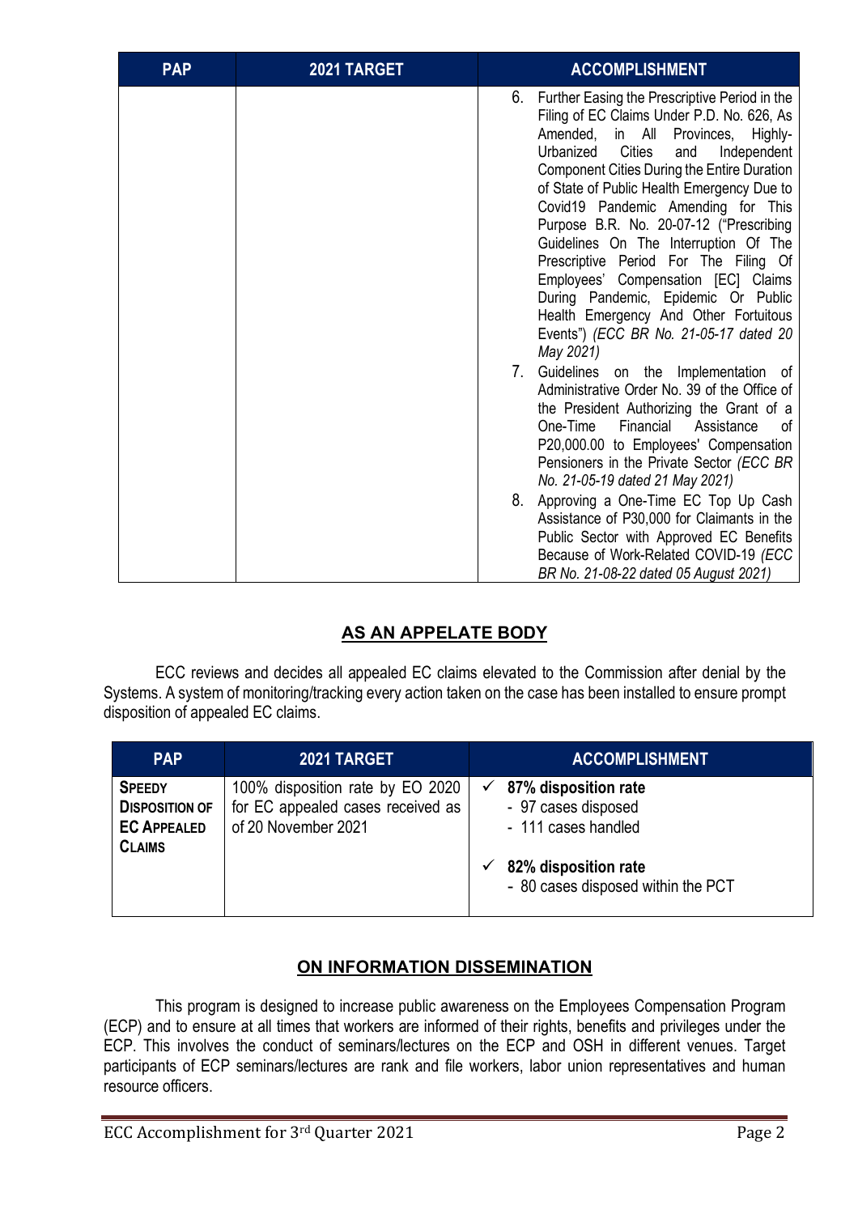| PAP | 2021 TARGET | ACCOMPLISHMENT |
|---|---|---|
| | | 6. Further Easing the Prescriptive Period in the Filing of EC Claims Under P.D. No. 626, As Amended, in All Provinces, Highly-Urbanized Cities and Independent Component Cities During the Entire Duration of State of Public Health Emergency Due to Covid19 Pandemic Amending for This Purpose B.R. No. 20-07-12 ("Prescribing Guidelines On The Interruption Of The Prescriptive Period For The Filing Of Employees' Compensation [EC] Claims During Pandemic, Epidemic Or Public Health Emergency And Other Fortuitous Events") *(ECC BR No. 21-05-17 dated 20 May 2021)*<br>7. Guidelines on the Implementation of Administrative Order No. 39 of the Office of the President Authorizing the Grant of a One-Time Financial Assistance of P20,000.00 to Employees' Compensation Pensioners in the Private Sector *(ECC BR No. 21-05-19 dated 21 May 2021)*<br>8. Approving a One-Time EC Top Up Cash Assistance of P30,000 for Claimants in the Public Sector with Approved EC Benefits Because of Work-Related COVID-19 *(ECC BR No. 21-08-22 dated 05 August 2021)* |

## AS AN APPELATE BODY

ECC reviews and decides all appealed EC claims elevated to the Commission after denial by the Systems. A system of monitoring/tracking every action taken on the case has been installed to ensure prompt disposition of appealed EC claims.

| PAP | 2021 TARGET | ACCOMPLISHMENT |
|---|---|---|
| **SPEEDY DISPOSITION OF EC APPEALED CLAIMS** | 100% disposition rate by EO 2020 for EC appealed cases received as of 20 November 2021 | ✓ **87% disposition rate**<br>- 97 cases disposed<br>- 111 cases handled<br><br>✓ **82% disposition rate**<br>- 80 cases disposed within the PCT |

## ON INFORMATION DISSEMINATION

This program is designed to increase public awareness on the Employees Compensation Program (ECP) and to ensure at all times that workers are informed of their rights, benefits and privileges under the ECP. This involves the conduct of seminars/lectures on the ECP and OSH in different venues. Target participants of ECP seminars/lectures are rank and file workers, labor union representatives and human resource officers.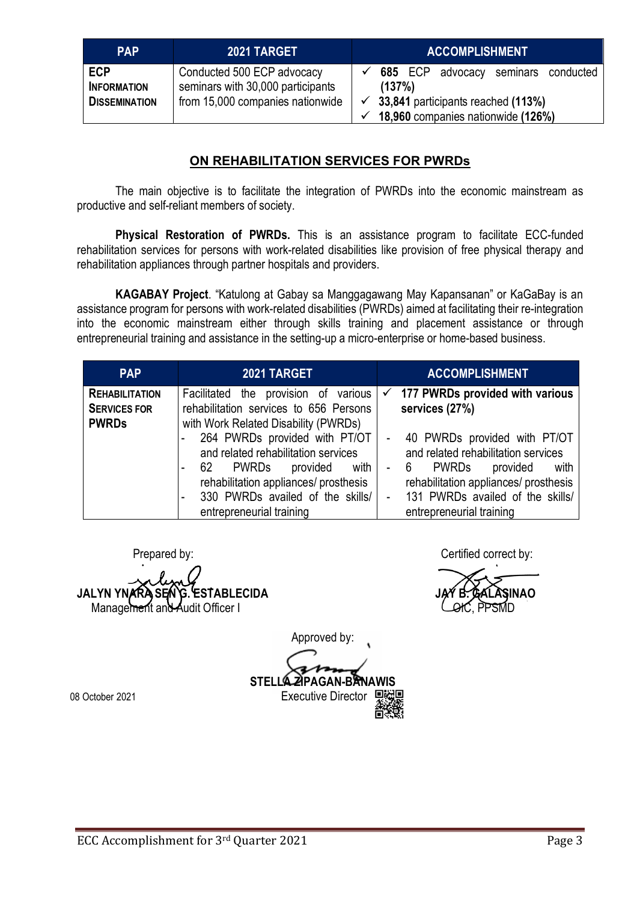| PAP | 2021 TARGET | ACCOMPLISHMENT |
| --- | --- | --- |
| **ECP INFORMATION DISSEMINATION** | Conducted 500 ECP advocacy seminars with 30,000 participants from 15,000 companies nationwide | ✓ **685** ECP advocacy seminars conducted **(137%)**<br>✓ **33,841** participants reached **(113%)**<br>✓ **18,960** companies nationwide **(126%)** |

## ON REHABILITATION SERVICES FOR PWRDs

The main objective is to facilitate the integration of PWRDs into the economic mainstream as productive and self-reliant members of society.

**Physical Restoration of PWRDs.** This is an assistance program to facilitate ECC-funded rehabilitation services for persons with work-related disabilities like provision of free physical therapy and rehabilitation appliances through partner hospitals and providers.

**KAGABAY Project**. "Katulong at Gabay sa Manggagawang May Kapansanan" or KaGaBay is an assistance program for persons with work-related disabilities (PWRDs) aimed at facilitating their re-integration into the economic mainstream either through skills training and placement assistance or through entrepreneurial training and assistance in the setting-up a micro-enterprise or home-based business.

| PAP | 2021 TARGET | ACCOMPLISHMENT |
| --- | --- | --- |
| **REHABILITATION SERVICES FOR PWRDs** | Facilitated the provision of various rehabilitation services to 656 Persons with Work Related Disability (PWRDs)<br>- 264 PWRDs provided with PT/OT and related rehabilitation services<br>- 62 PWRDs provided with rehabilitation appliances/ prosthesis<br>- 330 PWRDs availed of the skills/ entrepreneurial training | ✓ **177 PWRDs provided with various services (27%)**<br>- 40 PWRDs provided with PT/OT and related rehabilitation services<br>- 6 PWRDs provided with rehabilitation appliances/ prosthesis<br>- 131 PWRDs availed of the skills/ entrepreneurial training |

Prepared by:

**JALYN YNARA SEN G. ESTABLECIDA**
Management and Audit Officer I

Certified correct by:

**JAY B. GALASINAO**
OIC, PPSMD

Approved by:

**STELLA ZIPAGAN-BANAWIS**
Executive Director

08 October 2021